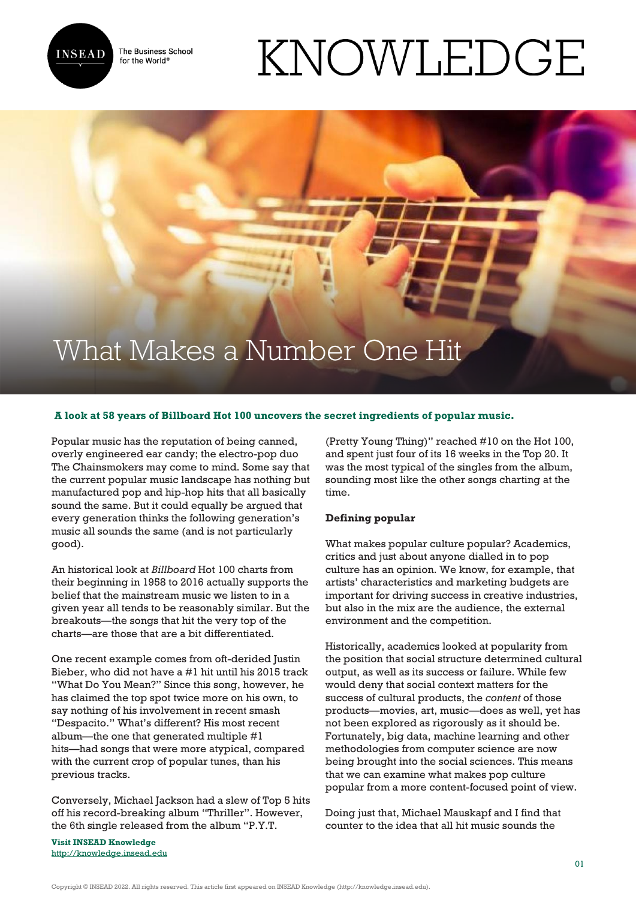# What Makes a Number One Hit

**A look at 58 years of Billboard Hot 100 uncovers the secret ingredients of popular music.**

Popular music has the reputation of being canned, overly engineered ear candy; the electro-pop duo The Chainsmokers may come to mind. Some say that the current popular music landscape has nothing but manufactured pop and hip-hop hits that all basically sound the same. But it could equally be argued that every generation thinks the following generation's music all sounds the same (and is not particularly good).

An historical look at *Billboard* Hot 100 charts from their beginning in 1958 to 2016 actually supports the belief that the mainstream music we listen to in a given year all tends to be reasonably similar. But the breakouts—the songs that hit the very top of the charts—are those that are a bit differentiated.

One recent example comes from oft-derided Justin Bieber, who did not have a #1 hit until his 2015 track "What Do You Mean?" Since this song, however, he has claimed the top spot twice more on his own, to say nothing of his involvement in recent smash "Despacito." What's different? His most recent album—the one that generated multiple #1 hits—had songs that were more atypical, compared with the current crop of popular tunes, than his previous tracks.

Conversely, Michael Jackson had a slew of Top 5 hits off his record-breaking album "Thriller". However, the 6th single released from the album "P.Y.T. (Pretty Young Thing)" reached #10 on the Hot 100, and spent just four of its 16 weeks in the Top 20. It was the most typical of the singles from the album, sounding most like the other songs charting at the time.

**Defining popular**

What makes popular culture popular? Academics, critics and just about anyone dialled in to pop culture has an opinion. We know, for example, that artists' characteristics and marketing budgets are important for driving success in creative industries, but also in the mix are the audience, the external environment and the competition.

Historically, academics looked at popularity from the position that social structure determined cultural output, as well as its success or failure. While few would deny that social context matters for the success of cultural products, the *content* of those products—movies, art, music—does as well, yet has not been explored as rigorously as it should be. Fortunately, big data, machine learning and other methodologies from computer science are now being brought into the social sciences. This means that we can examine what makes pop culture popular from a more content-focused point of view.

Doing just that, Michael Mauskapf and I find that counter to the idea that all hit music sounds the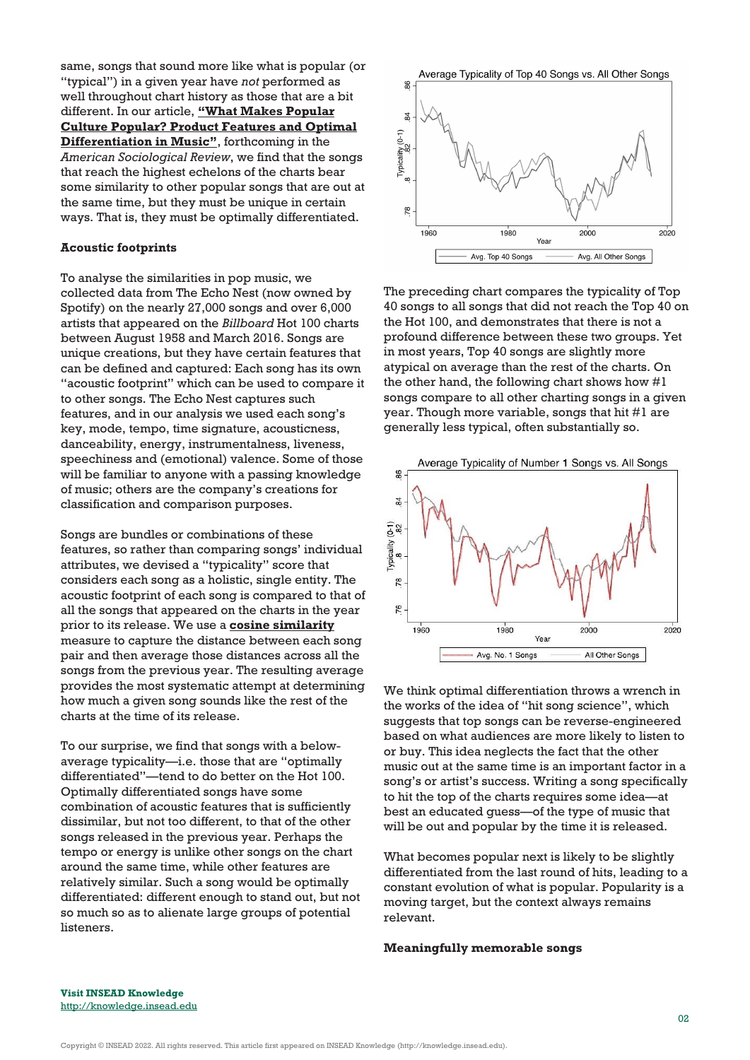same, songs that sound more like what is popular (or "typical") in a given year have *not* performed as well throughout chart history as those that are a bit different. In our article, **"What Makes Popular Culture Popular? Product Features and Optimal Differentiation in Music"**, forthcoming in the *American Sociological Review*, we find that the songs that reach the highest echelons of the charts bear some similarity to other popular songs that are out at the same time, but they must be unique in certain ways. That is, they must be optimally differentiated.

**Acoustic footprints**

To analyse the similarities in pop music, we collected data from The Echo Nest (now owned by Spotify) on the nearly 27,000 songs and over 6,000 artists that appeared on the *Billboard* Hot 100 charts between August 1958 and March 2016. Songs are unique creations, but they have certain features that can be defined and captured: Each song has its own "acoustic footprint" which can be used to compare it to other songs. The Echo Nest captures such features, and in our analysis we used each song's key, mode, tempo, time signature, acousticness, danceability, energy, instrumentalness, liveness, speechiness and (emotional) valence. Some of those will be familiar to anyone with a passing knowledge of music; others are the company's creations for classification and comparison purposes.

Songs are bundles or combinations of these features, so rather than comparing songs' individual attributes, we devised a "typicality" score that considers each song as a holistic, single entity. The acoustic footprint of each song is compared to that of all the songs that appeared on the charts in the year prior to its release. We use a **cosine similarity** measure to capture the distance between each song pair and then average those distances across all the songs from the previous year. The resulting average provides the most systematic attempt at determining how much a given song sounds like the rest of the charts at the time of its release.

To our surprise, we find that songs with a below-average typicality—i.e. those that are "optimally differentiated"—tend to do better on the Hot 100. Optimally differentiated songs have some combination of acoustic features that is sufficiently dissimilar, but not too different, to that of the other songs released in the previous year. Perhaps the tempo or energy is unlike other songs on the chart around the same time, while other features are relatively similar. Such a song would be optimally differentiated: different enough to stand out, but not so much so as to alienate large groups of potential listeners.

Average Typicality of Top 40 Songs vs. All Other Songs

Typicality (0-1)

.78 .8 .82 .84 .86

1960 1980 2000 2020

Year

Avg. Top 40 Songs — Avg. All Other Songs

The preceding chart compares the typicality of Top 40 songs to all songs that did not reach the Top 40 on the Hot 100, and demonstrates that there is not a profound difference between these two groups. Yet in most years, Top 40 songs are slightly more atypical on average than the rest of the charts. On the other hand, the following chart shows how #1 songs compare to all other charting songs in a given year. Though more variable, songs that hit #1 are generally less typical, often substantially so.

Average Typicality of Number 1 Songs vs. All Songs

Typicality (0-1)

.76 .78 .8 .82 .84 .86

1960 1980 2000 2020

Year

Avg. No. 1 Songs — All Other Songs

We think optimal differentiation throws a wrench in the works of the idea of "hit song science", which suggests that top songs can be reverse-engineered based on what audiences are more likely to listen to or buy. This idea neglects the fact that the other music out at the same time is an important factor in a song's or artist's success. Writing a song specifically to hit the top of the charts requires some idea—at best an educated guess—of the type of music that will be out and popular by the time it is released.

What becomes popular next is likely to be slightly differentiated from the last round of hits, leading to a constant evolution of what is popular. Popularity is a moving target, but the context always remains relevant.

**Meaningfully memorable songs**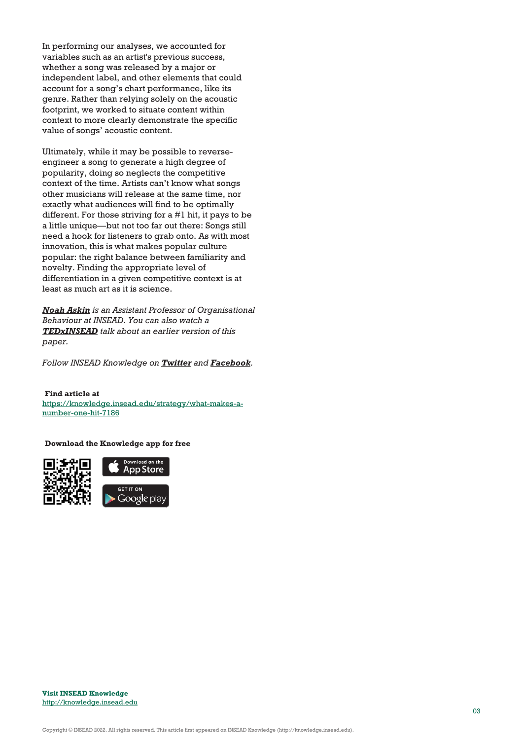In performing our analyses, we accounted for variables such as an artist's previous success, whether a song was released by a major or independent label, and other elements that could account for a song's chart performance, like its genre. Rather than relying solely on the acoustic footprint, we worked to situate content within context to more clearly demonstrate the specific value of songs' acoustic content.

Ultimately, while it may be possible to reverse-engineer a song to generate a high degree of popularity, doing so neglects the competitive context of the time. Artists can't know what songs other musicians will release at the same time, nor exactly what audiences will find to be optimally different. For those striving for a #1 hit, it pays to be a little unique—but not too far out there: Songs still need a hook for listeners to grab onto. As with most innovation, this is what makes popular culture popular: the right balance between familiarity and novelty. Finding the appropriate level of differentiation in a given competitive context is at least as much art as it is science.

***Noah Askin*** *is an Assistant Professor of Organisational Behaviour at INSEAD. You can also watch a* ***TEDxINSEAD*** *talk about an earlier version of this paper.*

*Follow INSEAD Knowledge on* ***Twitter*** *and* ***Facebook****.*

**Find article at**
https://knowledge.insead.edu/strategy/what-makes-a-number-one-hit-7186

**Download the Knowledge app for free**

**Visit INSEAD Knowledge**
http://knowledge.insead.edu

Copyright © INSEAD 2022. All rights reserved. This article first appeared on INSEAD Knowledge (http://knowledge.insead.edu).